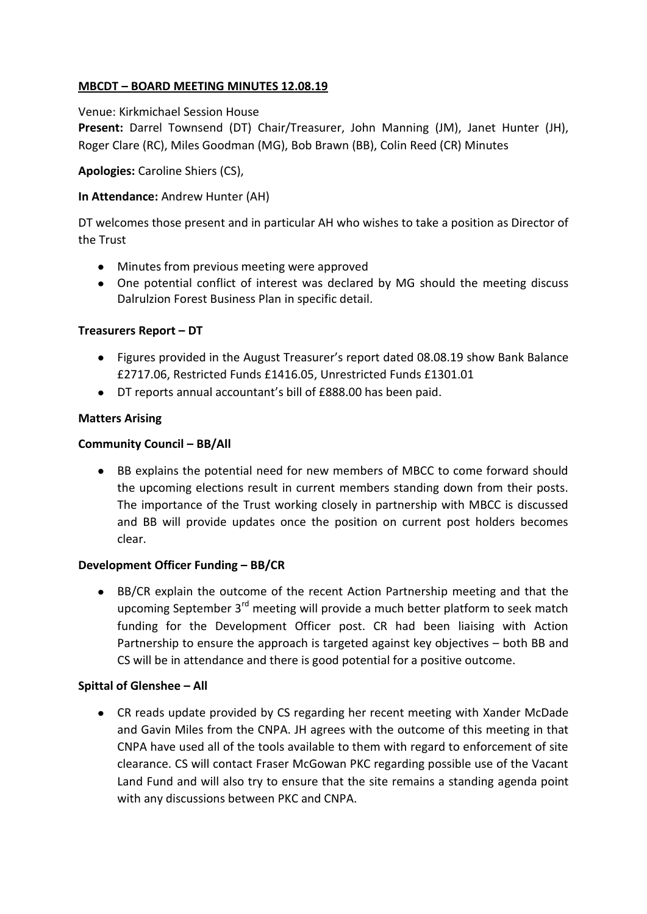# MBCDT – BOARD MEETING MINUTES 12.08.19

Venue: Kirkmichael Session House

**Present:** Darrel Townsend (DT) Chair/Treasurer, John Manning (JM), Janet Hunter (JH), Roger Clare (RC), Miles Goodman (MG), Bob Brawn (BB), Colin Reed (CR) Minutes

**Apologies:** Caroline Shiers (CS),

**In Attendance:** Andrew Hunter (AH)

DT welcomes those present and in particular AH who wishes to take a position as Director of the Trust

- Minutes from previous meeting were approved
- One potential conflict of interest was declared by MG should the meeting discuss Dalrulzion Forest Business Plan in specific detail.

## Treasurers Report – DT

- Figures provided in the August Treasurer's report dated 08.08.19 show Bank Balance £2717.06, Restricted Funds £1416.05, Unrestricted Funds £1301.01
- DT reports annual accountant's bill of £888.00 has been paid.

## Matters Arising

### Community Council – BB/All

- BB explains the potential need for new members of MBCC to come forward should the upcoming elections result in current members standing down from their posts. The importance of the Trust working closely in partnership with MBCC is discussed and BB will provide updates once the position on current post holders becomes clear.

### Development Officer Funding – BB/CR

- BB/CR explain the outcome of the recent Action Partnership meeting and that the upcoming September 3rd meeting will provide a much better platform to seek match funding for the Development Officer post. CR had been liaising with Action Partnership to ensure the approach is targeted against key objectives – both BB and CS will be in attendance and there is good potential for a positive outcome.

### Spittal of Glenshee – All

- CR reads update provided by CS regarding her recent meeting with Xander McDade and Gavin Miles from the CNPA. JH agrees with the outcome of this meeting in that CNPA have used all of the tools available to them with regard to enforcement of site clearance. CS will contact Fraser McGowan PKC regarding possible use of the Vacant Land Fund and will also try to ensure that the site remains a standing agenda point with any discussions between PKC and CNPA.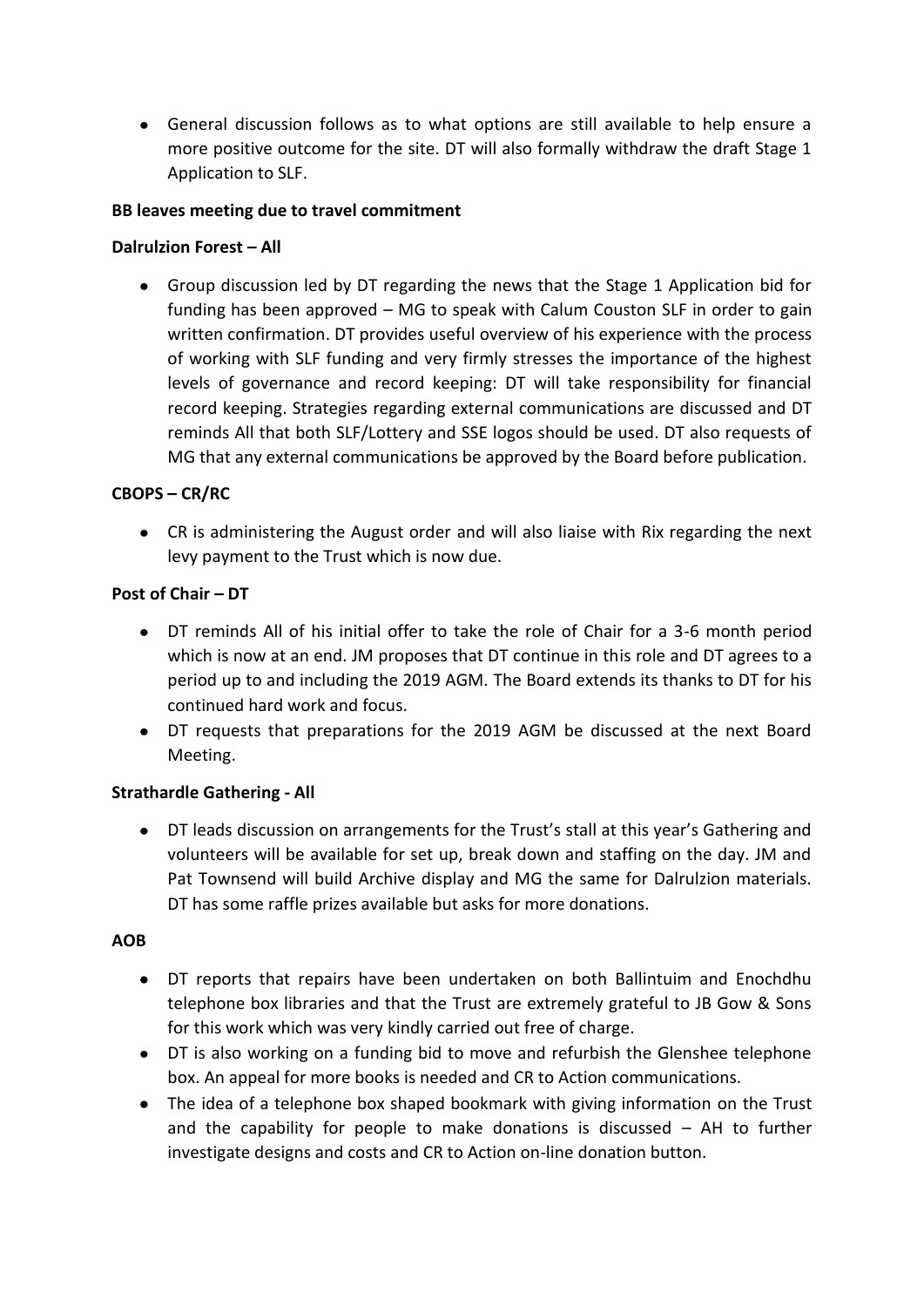- General discussion follows as to what options are still available to help ensure a more positive outcome for the site. DT will also formally withdraw the draft Stage 1 Application to SLF.

**BB leaves meeting due to travel commitment**

**Dalrulzion Forest – All**

- Group discussion led by DT regarding the news that the Stage 1 Application bid for funding has been approved – MG to speak with Calum Couston SLF in order to gain written confirmation. DT provides useful overview of his experience with the process of working with SLF funding and very firmly stresses the importance of the highest levels of governance and record keeping: DT will take responsibility for financial record keeping. Strategies regarding external communications are discussed and DT reminds All that both SLF/Lottery and SSE logos should be used. DT also requests of MG that any external communications be approved by the Board before publication.

**CBOPS – CR/RC**

- CR is administering the August order and will also liaise with Rix regarding the next levy payment to the Trust which is now due.

**Post of Chair – DT**

- DT reminds All of his initial offer to take the role of Chair for a 3-6 month period which is now at an end. JM proposes that DT continue in this role and DT agrees to a period up to and including the 2019 AGM. The Board extends its thanks to DT for his continued hard work and focus.
- DT requests that preparations for the 2019 AGM be discussed at the next Board Meeting.

**Strathardle Gathering - All**

- DT leads discussion on arrangements for the Trust's stall at this year's Gathering and volunteers will be available for set up, break down and staffing on the day. JM and Pat Townsend will build Archive display and MG the same for Dalrulzion materials. DT has some raffle prizes available but asks for more donations.

**AOB**

- DT reports that repairs have been undertaken on both Ballintuim and Enochdhu telephone box libraries and that the Trust are extremely grateful to JB Gow & Sons for this work which was very kindly carried out free of charge.
- DT is also working on a funding bid to move and refurbish the Glenshee telephone box. An appeal for more books is needed and CR to Action communications.
- The idea of a telephone box shaped bookmark with giving information on the Trust and the capability for people to make donations is discussed – AH to further investigate designs and costs and CR to Action on-line donation button.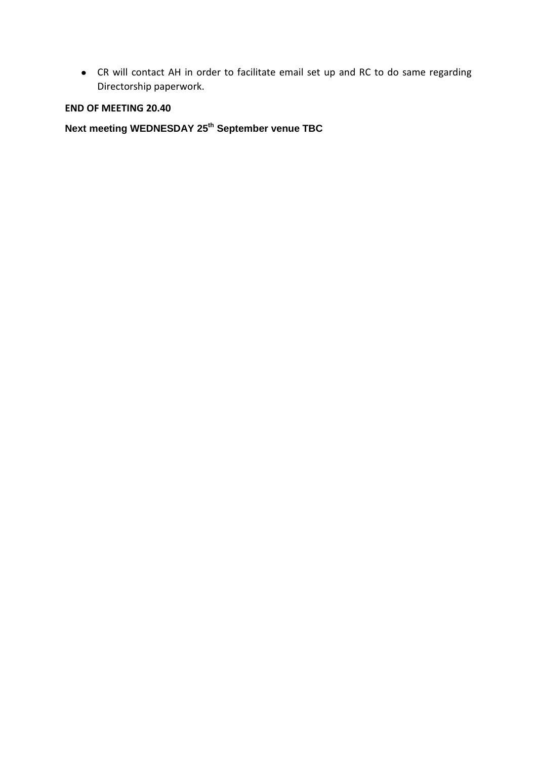- CR will contact AH in order to facilitate email set up and RC to do same regarding Directorship paperwork.

**END OF MEETING 20.40**

**Next meeting WEDNESDAY 25th September venue TBC**